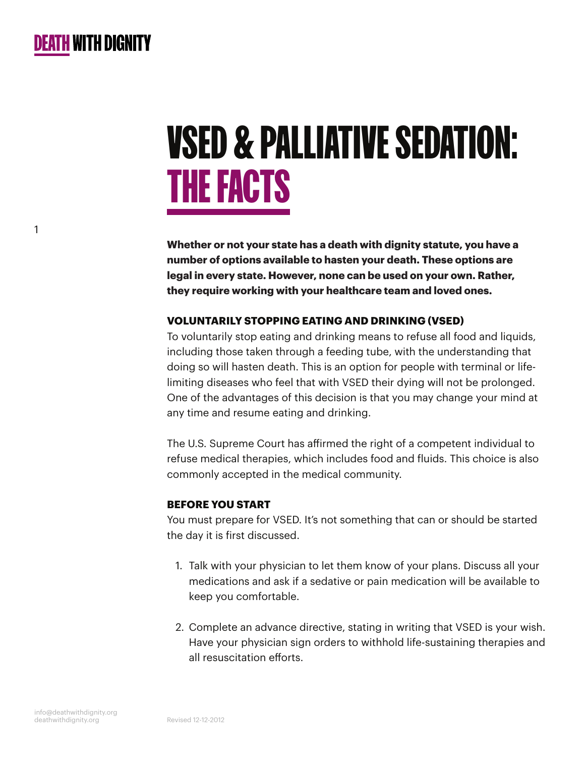# VSED & PALLIATIVE SEDATION: THE FACTS

**Whether or not your state has a death with dignity statute, you have a number of options available to hasten your death. These options are legal in every state. However, none can be used on your own. Rather, they require working with your healthcare team and loved ones.**

## VOLUNTARILY STOPPING EATING AND DRINKING (VSED)

To voluntarily stop eating and drinking means to refuse all food and liquids, including those taken through a feeding tube, with the understanding that doing so will hasten death. This is an option for people with terminal or life-limiting diseases who feel that with VSED their dying will not be prolonged. One of the advantages of this decision is that you may change your mind at any time and resume eating and drinking.

The U.S. Supreme Court has affirmed the right of a competent individual to refuse medical therapies, which includes food and fluids. This choice is also commonly accepted in the medical community.

## BEFORE YOU START

You must prepare for VSED. It's not something that can or should be started the day it is first discussed.

1. Talk with your physician to let them know of your plans. Discuss all your medications and ask if a sedative or pain medication will be available to keep you comfortable.

2. Complete an advance directive, stating in writing that VSED is your wish. Have your physician sign orders to withhold life-sustaining therapies and all resuscitation efforts.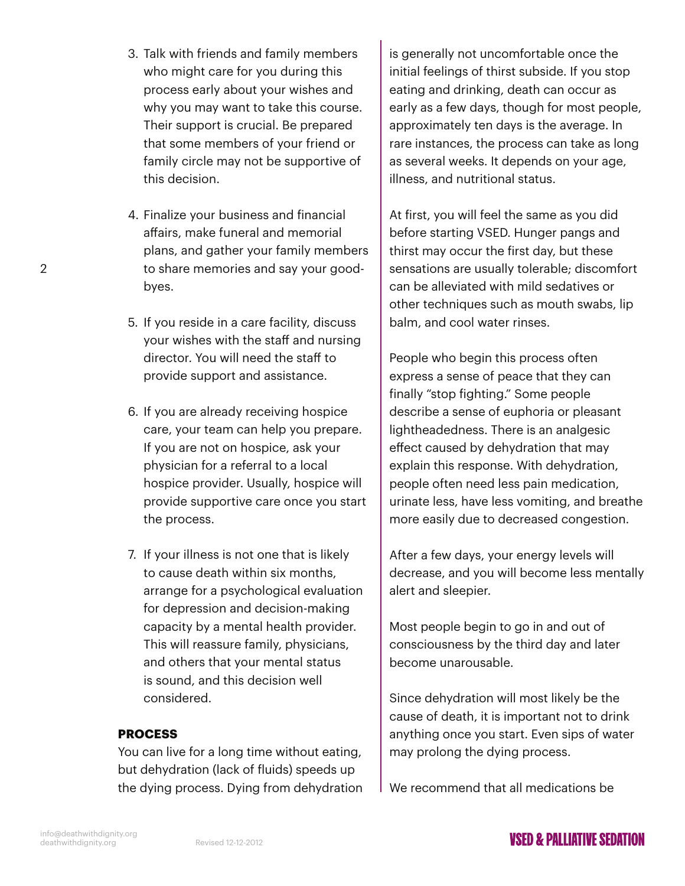3. Talk with friends and family members who might care for you during this process early about your wishes and why you may want to take this course. Their support is crucial. Be prepared that some members of your friend or family circle may not be supportive of this decision.

4. Finalize your business and financial affairs, make funeral and memorial plans, and gather your family members to share memories and say your good-byes.

5. If you reside in a care facility, discuss your wishes with the staff and nursing director. You will need the staff to provide support and assistance.

6. If you are already receiving hospice care, your team can help you prepare. If you are not on hospice, ask your physician for a referral to a local hospice provider. Usually, hospice will provide supportive care once you start the process.

7. If your illness is not one that is likely to cause death within six months, arrange for a psychological evaluation for depression and decision-making capacity by a mental health provider. This will reassure family, physicians, and others that your mental status is sound, and this decision well considered.

**PROCESS**

You can live for a long time without eating, but dehydration (lack of fluids) speeds up the dying process. Dying from dehydration is generally not uncomfortable once the initial feelings of thirst subside. If you stop eating and drinking, death can occur as early as a few days, though for most people, approximately ten days is the average. In rare instances, the process can take as long as several weeks. It depends on your age, illness, and nutritional status.

At first, you will feel the same as you did before starting VSED. Hunger pangs and thirst may occur the first day, but these sensations are usually tolerable; discomfort can be alleviated with mild sedatives or other techniques such as mouth swabs, lip balm, and cool water rinses.

People who begin this process often express a sense of peace that they can finally "stop fighting." Some people describe a sense of euphoria or pleasant lightheadedness. There is an analgesic effect caused by dehydration that may explain this response. With dehydration, people often need less pain medication, urinate less, have less vomiting, and breathe more easily due to decreased congestion.

After a few days, your energy levels will decrease, and you will become less mentally alert and sleepier.

Most people begin to go in and out of consciousness by the third day and later become unarousable.

Since dehydration will most likely be the cause of death, it is important not to drink anything once you start. Even sips of water may prolong the dying process.

We recommend that all medications be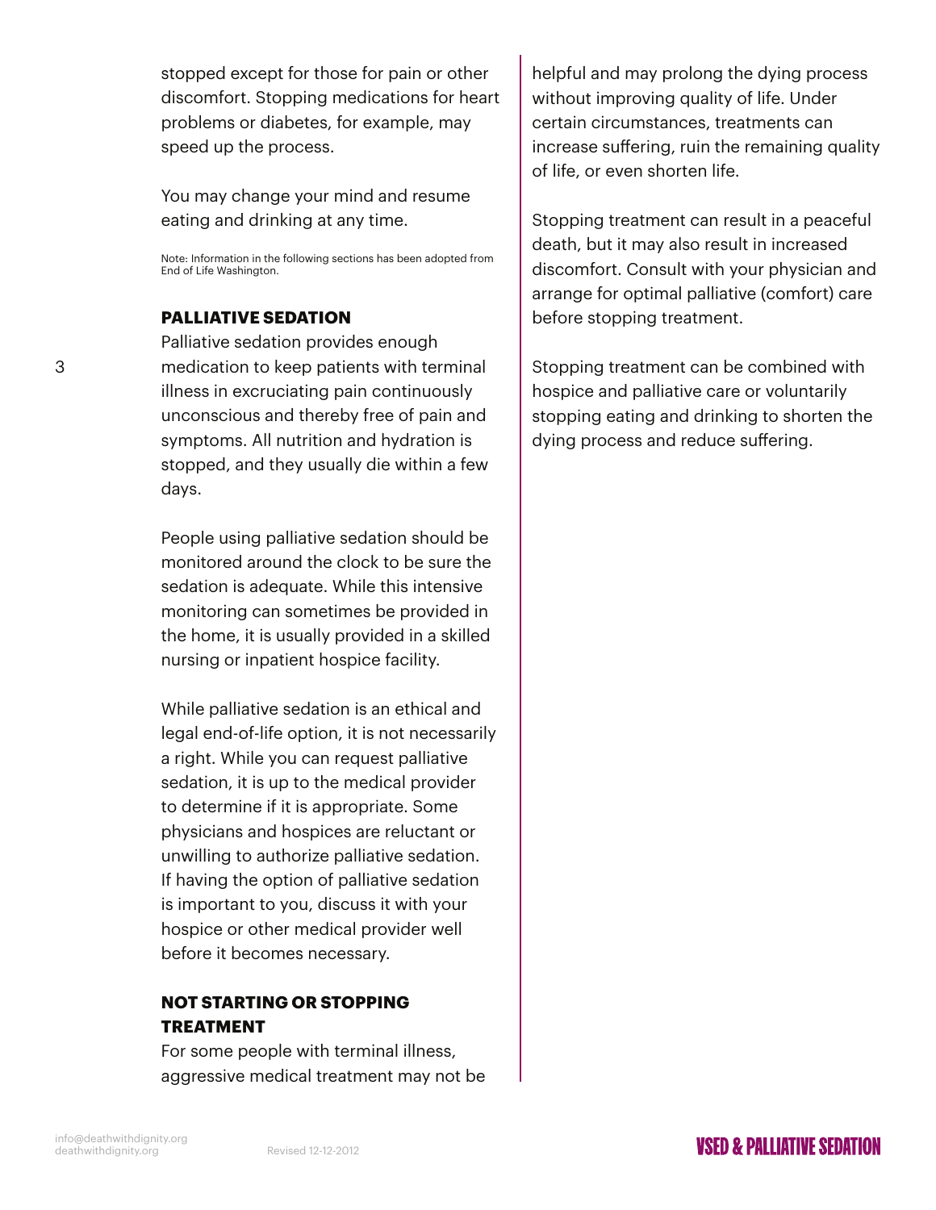stopped except for those for pain or other discomfort. Stopping medications for heart problems or diabetes, for example, may speed up the process.

You may change your mind and resume eating and drinking at any time.

Note: Information in the following sections has been adopted from End of Life Washington.

## PALLIATIVE SEDATION

Palliative sedation provides enough medication to keep patients with terminal illness in excruciating pain continuously unconscious and thereby free of pain and symptoms. All nutrition and hydration is stopped, and they usually die within a few days.

People using palliative sedation should be monitored around the clock to be sure the sedation is adequate. While this intensive monitoring can sometimes be provided in the home, it is usually provided in a skilled nursing or inpatient hospice facility.

While palliative sedation is an ethical and legal end-of-life option, it is not necessarily a right. While you can request palliative sedation, it is up to the medical provider to determine if it is appropriate. Some physicians and hospices are reluctant or unwilling to authorize palliative sedation. If having the option of palliative sedation is important to you, discuss it with your hospice or other medical provider well before it becomes necessary.

## NOT STARTING OR STOPPING TREATMENT

For some people with terminal illness, aggressive medical treatment may not be helpful and may prolong the dying process without improving quality of life. Under certain circumstances, treatments can increase suffering, ruin the remaining quality of life, or even shorten life.

Stopping treatment can result in a peaceful death, but it may also result in increased discomfort. Consult with your physician and arrange for optimal palliative (comfort) care before stopping treatment.

Stopping treatment can be combined with hospice and palliative care or voluntarily stopping eating and drinking to shorten the dying process and reduce suffering.